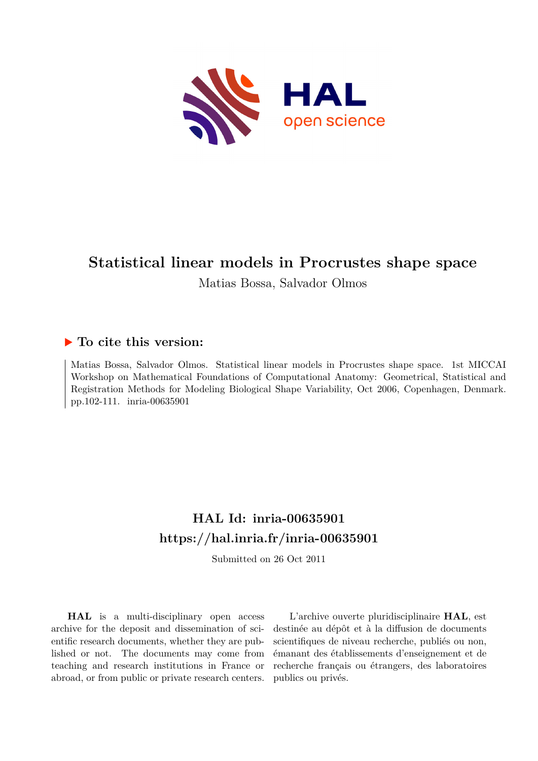# Statistical linear models in Procrustes shape space

Matias Bossa, Salvador Olmos

## ▶ To cite this version:

Matias Bossa, Salvador Olmos. Statistical linear models in Procrustes shape space. 1st MICCAI Workshop on Mathematical Foundations of Computational Anatomy: Geometrical, Statistical and Registration Methods for Modeling Biological Shape Variability, Oct 2006, Copenhagen, Denmark. pp.102-111. inria-00635901

## HAL Id: inria-00635901
## https://hal.inria.fr/inria-00635901

Submitted on 26 Oct 2011

**HAL** is a multi-disciplinary open access archive for the deposit and dissemination of scientific research documents, whether they are published or not. The documents may come from teaching and research institutions in France or abroad, or from public or private research centers.

L'archive ouverte pluridisciplinaire **HAL**, est destinée au dépôt et à la diffusion de documents scientifiques de niveau recherche, publiés ou non, émanant des établissements d'enseignement et de recherche français ou étrangers, des laboratoires publics ou privés.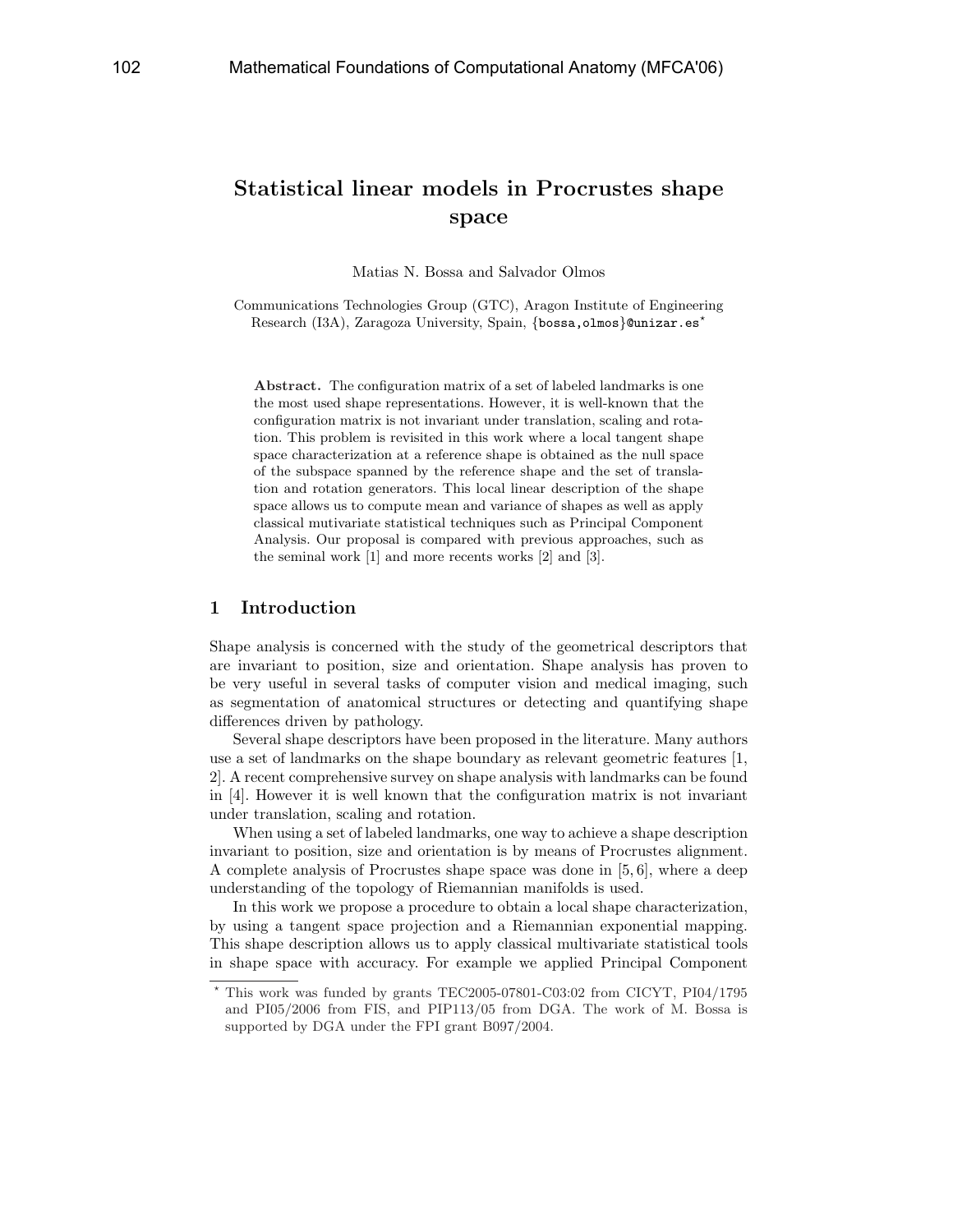# Statistical linear models in Procrustes shape space

Matias N. Bossa and Salvador Olmos

Communications Technologies Group (GTC), Aragon Institute of Engineering Research (I3A), Zaragoza University, Spain, {bossa,olmos}@unizar.es*

**Abstract.** The configuration matrix of a set of labeled landmarks is one the most used shape representations. However, it is well-known that the configuration matrix is not invariant under translation, scaling and rotation. This problem is revisited in this work where a local tangent shape space characterization at a reference shape is obtained as the null space of the subspace spanned by the reference shape and the set of translation and rotation generators. This local linear description of the shape space allows us to compute mean and variance of shapes as well as apply classical mutivariate statistical techniques such as Principal Component Analysis. Our proposal is compared with previous approaches, such as the seminal work [1] and more recents works [2] and [3].

## 1 Introduction

Shape analysis is concerned with the study of the geometrical descriptors that are invariant to position, size and orientation. Shape analysis has proven to be very useful in several tasks of computer vision and medical imaging, such as segmentation of anatomical structures or detecting and quantifying shape differences driven by pathology.

Several shape descriptors have been proposed in the literature. Many authors use a set of landmarks on the shape boundary as relevant geometric features [1, 2]. A recent comprehensive survey on shape analysis with landmarks can be found in [4]. However it is well known that the configuration matrix is not invariant under translation, scaling and rotation.

When using a set of labeled landmarks, one way to achieve a shape description invariant to position, size and orientation is by means of Procrustes alignment. A complete analysis of Procrustes shape space was done in [5, 6], where a deep understanding of the topology of Riemannian manifolds is used.

In this work we propose a procedure to obtain a local shape characterization, by using a tangent space projection and a Riemannian exponential mapping. This shape description allows us to apply classical multivariate statistical tools in shape space with accuracy. For example we applied Principal Component

* This work was funded by grants TEC2005-07801-C03:02 from CICYT, PI04/1795 and PI05/2006 from FIS, and PIP113/05 from DGA. The work of M. Bossa is supported by DGA under the FPI grant B097/2004.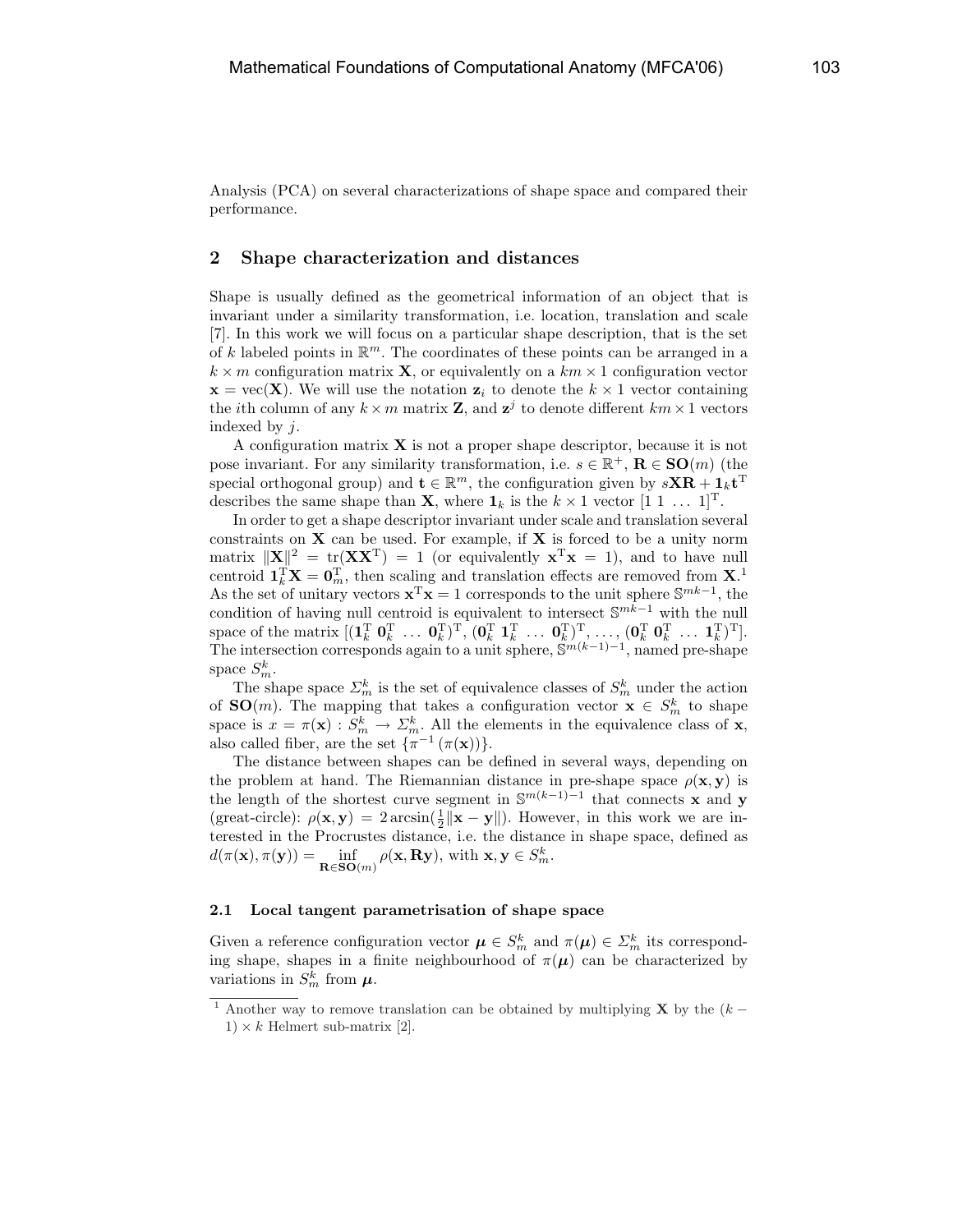Analysis (PCA) on several characterizations of shape space and compared their performance.

## 2 Shape characterization and distances

Shape is usually defined as the geometrical information of an object that is invariant under a similarity transformation, i.e. location, translation and scale [7]. In this work we will focus on a particular shape description, that is the set of $k$ labeled points in $\mathbb{R}^m$. The coordinates of these points can be arranged in a $k \times m$ configuration matrix $\mathbf{X}$, or equivalently on a $km \times 1$ configuration vector $\mathbf{x} = \text{vec}(\mathbf{X})$. We will use the notation $\mathbf{z}_i$ to denote the $k \times 1$ vector containing the $i$th column of any $k \times m$ matrix $\mathbf{Z}$, and $\mathbf{z}^j$ to denote different $km \times 1$ vectors indexed by $j$.

A configuration matrix $\mathbf{X}$ is not a proper shape descriptor, because it is not pose invariant. For any similarity transformation, i.e. $s \in \mathbb{R}^+$, $\mathbf{R} \in \mathbf{SO}(m)$ (the special orthogonal group) and $\mathbf{t} \in \mathbb{R}^m$, the configuration given by $s\mathbf{X}\mathbf{R} + \mathbf{1}_k\mathbf{t}^{\mathrm{T}}$ describes the same shape than $\mathbf{X}$, where $\mathbf{1}_k$ is the $k \times 1$ vector $[1\ 1\ \ldots\ 1]^{\mathrm{T}}$.

In order to get a shape descriptor invariant under scale and translation several constraints on $\mathbf{X}$ can be used. For example, if $\mathbf{X}$ is forced to be a unity norm matrix $\|\mathbf{X}\|^2 = \text{tr}(\mathbf{X}\mathbf{X}^{\mathrm{T}}) = 1$ (or equivalently $\mathbf{x}^{\mathrm{T}}\mathbf{x} = 1$), and to have null centroid $\mathbf{1}_k^{\mathrm{T}}\mathbf{X} = \mathbf{0}_m^{\mathrm{T}}$, then scaling and translation effects are removed from $\mathbf{X}$.[1] As the set of unitary vectors $\mathbf{x}^{\mathrm{T}}\mathbf{x} = 1$ corresponds to the unit sphere $\mathbb{S}^{mk-1}$, the condition of having null centroid is equivalent to intersect $\mathbb{S}^{mk-1}$ with the null space of the matrix $[(\mathbf{1}_k^{\mathrm{T}}\ \mathbf{0}_k^{\mathrm{T}}\ \ldots\ \mathbf{0}_k^{\mathrm{T}})^{\mathrm{T}}, (\mathbf{0}_k^{\mathrm{T}}\ \mathbf{1}_k^{\mathrm{T}}\ \ldots\ \mathbf{0}_k^{\mathrm{T}})^{\mathrm{T}}, \ldots, (\mathbf{0}_k^{\mathrm{T}}\ \mathbf{0}_k^{\mathrm{T}}\ \ldots\ \mathbf{1}_k^{\mathrm{T}})^{\mathrm{T}}]$. The intersection corresponds again to a unit sphere, $\mathbb{S}^{m(k-1)-1}$, named pre-shape space $S_m^k$.

The shape space $\Sigma_m^k$ is the set of equivalence classes of $S_m^k$ under the action of $\mathbf{SO}(m)$. The mapping that takes a configuration vector $\mathbf{x} \in S_m^k$ to shape space is $x = \pi(\mathbf{x}) : S_m^k \to \Sigma_m^k$. All the elements in the equivalence class of $\mathbf{x}$, also called fiber, are the set $\{\pi^{-1}(\pi(\mathbf{x}))\}$.

The distance between shapes can be defined in several ways, depending on the problem at hand. The Riemannian distance in pre-shape space $\rho(\mathbf{x}, \mathbf{y})$ is the length of the shortest curve segment in $\mathbb{S}^{m(k-1)-1}$ that connects $\mathbf{x}$ and $\mathbf{y}$ (great-circle): $\rho(\mathbf{x}, \mathbf{y}) = 2\arcsin(\frac{1}{2}\|\mathbf{x} - \mathbf{y}\|)$. However, in this work we are interested in the Procrustes distance, i.e. the distance in shape space, defined as $d(\pi(\mathbf{x}), \pi(\mathbf{y})) = \inf_{\mathbf{R} \in \mathbf{SO}(m)} \rho(\mathbf{x}, \mathbf{R}\mathbf{y})$, with $\mathbf{x}, \mathbf{y} \in S_m^k$.

### 2.1 Local tangent parametrisation of shape space

Given a reference configuration vector $\boldsymbol{\mu} \in S_m^k$ and $\pi(\boldsymbol{\mu}) \in \Sigma_m^k$ its corresponding shape, shapes in a finite neighbourhood of $\pi(\boldsymbol{\mu})$ can be characterized by variations in $S_m^k$ from $\boldsymbol{\mu}$.

---

[1] Another way to remove translation can be obtained by multiplying $\mathbf{X}$ by the $(k-1) \times k$ Helmert sub-matrix [2].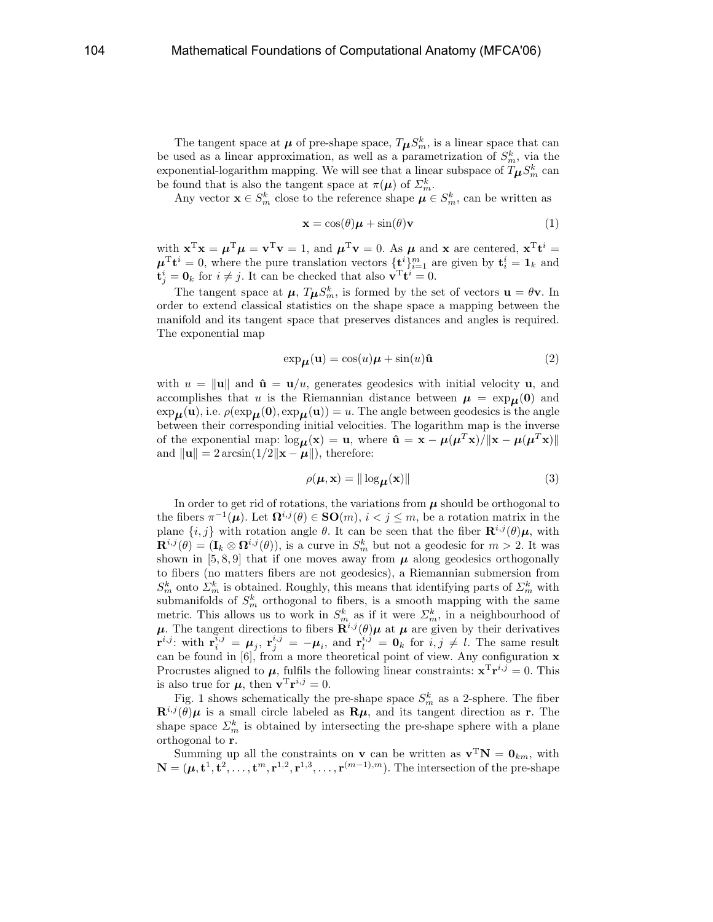The tangent space at $\boldsymbol{\mu}$ of pre-shape space, $T_{\boldsymbol{\mu}} S_m^k$, is a linear space that can be used as a linear approximation, as well as a parametrization of $S_m^k$, via the exponential-logarithm mapping. We will see that a linear subspace of $T_{\boldsymbol{\mu}} S_m^k$ can be found that is also the tangent space at $\pi(\boldsymbol{\mu})$ of $\Sigma_m^k$.

Any vector $\mathbf{x} \in S_m^k$ close to the reference shape $\boldsymbol{\mu} \in S_m^k$, can be written as

$$\mathbf{x} = \cos(\theta)\boldsymbol{\mu} + \sin(\theta)\mathbf{v} \tag{1}$$

with $\mathbf{x}^{\mathrm{T}}\mathbf{x} = \boldsymbol{\mu}^{\mathrm{T}}\boldsymbol{\mu} = \mathbf{v}^{\mathrm{T}}\mathbf{v} = 1$, and $\boldsymbol{\mu}^{\mathrm{T}}\mathbf{v} = 0$. As $\boldsymbol{\mu}$ and $\mathbf{x}$ are centered, $\mathbf{x}^{\mathrm{T}}\mathbf{t}^i = \boldsymbol{\mu}^{\mathrm{T}}\mathbf{t}^i = 0$, where the pure translation vectors $\{\mathbf{t}^i\}_{i=1}^m$ are given by $\mathbf{t}_i^i = \mathbf{1}_k$ and $\mathbf{t}_j^i = \mathbf{0}_k$ for $i \neq j$. It can be checked that also $\mathbf{v}^{\mathrm{T}}\mathbf{t}^i = 0$.

The tangent space at $\boldsymbol{\mu}$, $T_{\boldsymbol{\mu}} S_m^k$, is formed by the set of vectors $\mathbf{u} = \theta\mathbf{v}$. In order to extend classical statistics on the shape space a mapping between the manifold and its tangent space that preserves distances and angles is required. The exponential map

$$\exp_{\boldsymbol{\mu}}(\mathbf{u}) = \cos(u)\boldsymbol{\mu} + \sin(u)\hat{\mathbf{u}} \tag{2}$$

with $u = \|\mathbf{u}\|$ and $\hat{\mathbf{u}} = \mathbf{u}/u$, generates geodesics with initial velocity $\mathbf{u}$, and accomplishes that $u$ is the Riemannian distance between $\boldsymbol{\mu} = \exp_{\boldsymbol{\mu}}(\mathbf{0})$ and $\exp_{\boldsymbol{\mu}}(\mathbf{u})$, i.e. $\rho(\exp_{\boldsymbol{\mu}}(\mathbf{0}), \exp_{\boldsymbol{\mu}}(\mathbf{u})) = u$. The angle between geodesics is the angle between their corresponding initial velocities. The logarithm map is the inverse of the exponential map: $\log_{\boldsymbol{\mu}}(\mathbf{x}) = \mathbf{u}$, where $\hat{\mathbf{u}} = \mathbf{x} - \boldsymbol{\mu}(\boldsymbol{\mu}^T\mathbf{x})/\|\mathbf{x} - \boldsymbol{\mu}(\boldsymbol{\mu}^T\mathbf{x})\|$ and $\|\mathbf{u}\| = 2\arcsin(1/2\|\mathbf{x} - \boldsymbol{\mu}\|)$, therefore:

$$\rho(\boldsymbol{\mu}, \mathbf{x}) = \|\log_{\boldsymbol{\mu}}(\mathbf{x})\| \tag{3}$$

In order to get rid of rotations, the variations from $\boldsymbol{\mu}$ should be orthogonal to the fibers $\pi^{-1}(\boldsymbol{\mu})$. Let $\boldsymbol{\Omega}^{i,j}(\theta) \in \mathbf{SO}(m)$, $i < j \leq m$, be a rotation matrix in the plane $\{i, j\}$ with rotation angle $\theta$. It can be seen that the fiber $\mathbf{R}^{i,j}(\theta)\boldsymbol{\mu}$, with $\mathbf{R}^{i,j}(\theta) = (\mathbf{I}_k \otimes \boldsymbol{\Omega}^{i,j}(\theta))$, is a curve in $S_m^k$ but not a geodesic for $m > 2$. It was shown in [5, 8, 9] that if one moves away from $\boldsymbol{\mu}$ along geodesics orthogonally to fibers (no matters fibers are not geodesics), a Riemannian submersion from $S_m^k$ onto $\Sigma_m^k$ is obtained. Roughly, this means that identifying parts of $\Sigma_m^k$ with submanifolds of $S_m^k$ orthogonal to fibers, is a smooth mapping with the same metric. This allows us to work in $S_m^k$ as if it were $\Sigma_m^k$, in a neighbourhood of $\boldsymbol{\mu}$. The tangent directions to fibers $\mathbf{R}^{i,j}(\theta)\boldsymbol{\mu}$ at $\boldsymbol{\mu}$ are given by their derivatives $\mathbf{r}^{i,j}$: with $\mathbf{r}_i^{i,j} = \boldsymbol{\mu}_j$, $\mathbf{r}_j^{i,j} = -\boldsymbol{\mu}_i$, and $\mathbf{r}_l^{i,j} = \mathbf{0}_k$ for $i, j \neq l$. The same result can be found in [6], from a more theoretical point of view. Any configuration $\mathbf{x}$ Procrustes aligned to $\boldsymbol{\mu}$, fulfils the following linear constraints: $\mathbf{x}^{\mathrm{T}}\mathbf{r}^{i,j} = 0$. This is also true for $\boldsymbol{\mu}$, then $\mathbf{v}^{\mathrm{T}}\mathbf{r}^{i,j} = 0$.

Fig. 1 shows schematically the pre-shape space $S_m^k$ as a 2-sphere. The fiber $\mathbf{R}^{i,j}(\theta)\boldsymbol{\mu}$ is a small circle labeled as $\mathbf{R}\boldsymbol{\mu}$, and its tangent direction as $\mathbf{r}$. The shape space $\Sigma_m^k$ is obtained by intersecting the pre-shape sphere with a plane orthogonal to $\mathbf{r}$.

Summing up all the constraints on $\mathbf{v}$ can be written as $\mathbf{v}^{\mathrm{T}}\mathbf{N} = \mathbf{0}_{km}$, with $\mathbf{N} = (\boldsymbol{\mu}, \mathbf{t}^1, \mathbf{t}^2, \ldots, \mathbf{t}^m, \mathbf{r}^{1,2}, \mathbf{r}^{1,3}, \ldots, \mathbf{r}^{(m-1),m})$. The intersection of the pre-shape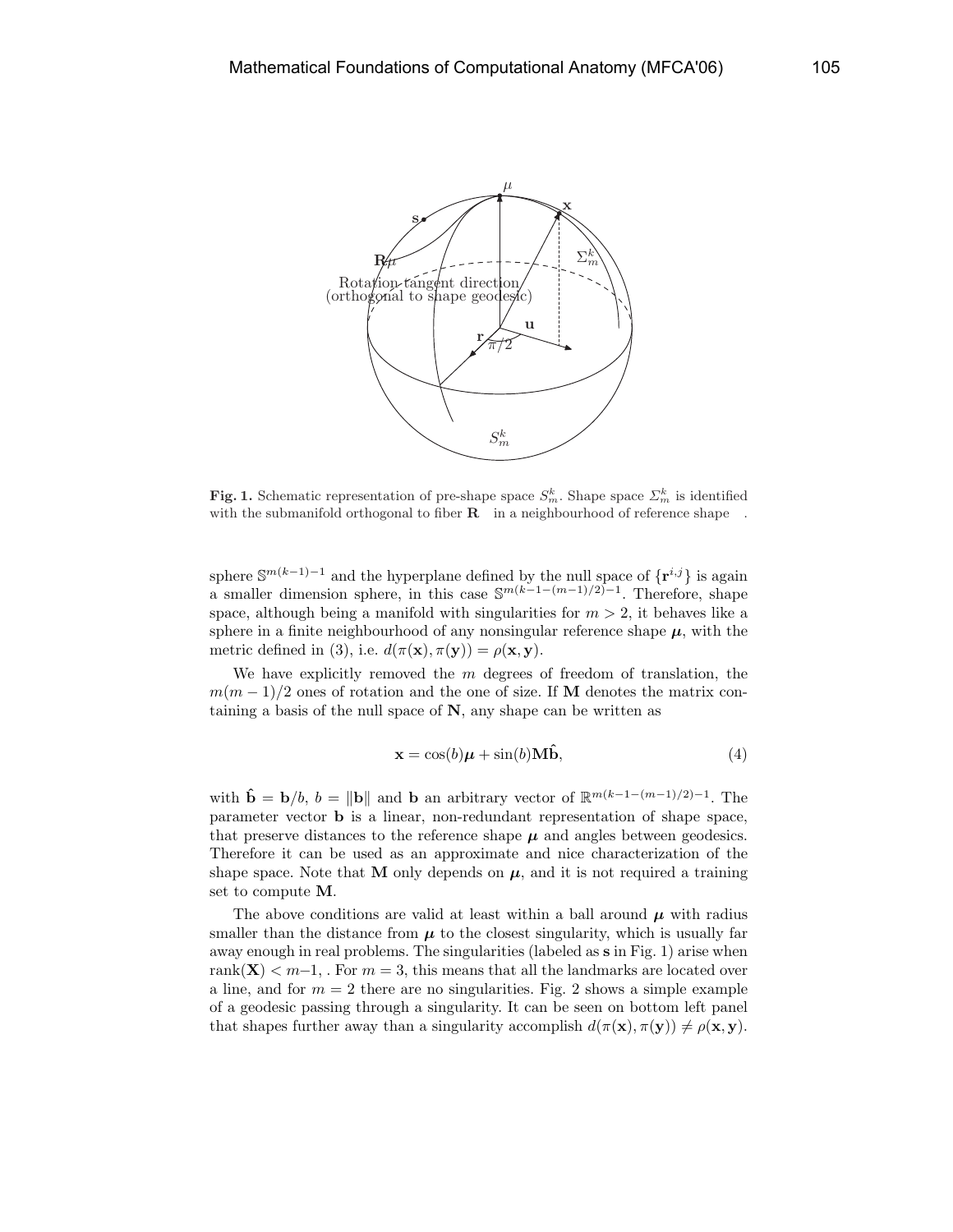**Fig. 1.** Schematic representation of pre-shape space $S_m^k$. Shape space $\Sigma_m^k$ is identified with the submanifold orthogonal to fiber $\mathbf{R}$ in a neighbourhood of reference shape .

sphere $\mathbb{S}^{m(k-1)-1}$ and the hyperplane defined by the null space of $\{\mathbf{r}^{i,j}\}$ is again a smaller dimension sphere, in this case $\mathbb{S}^{m(k-1-(m-1)/2)-1}$. Therefore, shape space, although being a manifold with singularities for $m > 2$, it behaves like a sphere in a finite neighbourhood of any nonsingular reference shape $\boldsymbol{\mu}$, with the metric defined in (3), i.e. $d(\pi(\mathbf{x}), \pi(\mathbf{y})) = \rho(\mathbf{x}, \mathbf{y})$.

We have explicitly removed the $m$ degrees of freedom of translation, the $m(m-1)/2$ ones of rotation and the one of size. If $\mathbf{M}$ denotes the matrix containing a basis of the null space of $\mathbf{N}$, any shape can be written as

$$\mathbf{x} = \cos(b)\boldsymbol{\mu} + \sin(b)\mathbf{M}\hat{\mathbf{b}}, \tag{4}$$

with $\hat{\mathbf{b}} = \mathbf{b}/b$, $b = \|\mathbf{b}\|$ and $\mathbf{b}$ an arbitrary vector of $\mathbb{R}^{m(k-1-(m-1)/2)-1}$. The parameter vector $\mathbf{b}$ is a linear, non-redundant representation of shape space, that preserve distances to the reference shape $\boldsymbol{\mu}$ and angles between geodesics. Therefore it can be used as an approximate and nice characterization of the shape space. Note that $\mathbf{M}$ only depends on $\boldsymbol{\mu}$, and it is not required a training set to compute $\mathbf{M}$.

The above conditions are valid at least within a ball around $\boldsymbol{\mu}$ with radius smaller than the distance from $\boldsymbol{\mu}$ to the closest singularity, which is usually far away enough in real problems. The singularities (labeled as $\mathbf{s}$ in Fig. 1) arise when $\text{rank}(\mathbf{X}) < m-1$, . For $m = 3$, this means that all the landmarks are located over a line, and for $m = 2$ there are no singularities. Fig. 2 shows a simple example of a geodesic passing through a singularity. It can be seen on bottom left panel that shapes further away than a singularity accomplish $d(\pi(\mathbf{x}), \pi(\mathbf{y})) \neq \rho(\mathbf{x}, \mathbf{y})$.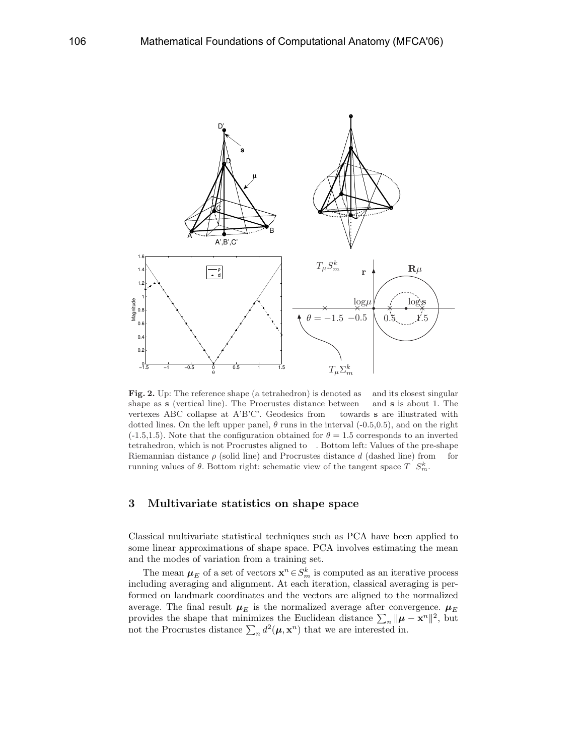**Fig. 2.** Up: The reference shape (a tetrahedron) is denoted as and its closest singular shape as **s** (vertical line). The Procrustes distance between and **s** is about 1. The vertexes ABC collapse at A'B'C'. Geodesics from towards **s** are illustrated with dotted lines. On the left upper panel, $\theta$ runs in the interval (-0.5,0.5), and on the right (-1.5,1.5). Note that the configuration obtained for $\theta = 1.5$ corresponds to an inverted tetrahedron, which is not Procrustes aligned to . Bottom left: Values of the pre-shape Riemannian distance $\rho$ (solid line) and Procrustes distance $d$ (dashed line) from for running values of $\theta$. Bottom right: schematic view of the tangent space $T \ S_m^k$.

## 3 Multivariate statistics on shape space

Classical multivariate statistical techniques such as PCA have been applied to some linear approximations of shape space. PCA involves estimating the mean and the modes of variation from a training set.

The mean $\boldsymbol{\mu}_E$ of a set of vectors $\mathbf{x}^n \in S_m^k$ is computed as an iterative process including averaging and alignment. At each iteration, classical averaging is performed on landmark coordinates and the vectors are aligned to the normalized average. The final result $\boldsymbol{\mu}_E$ is the normalized average after convergence. $\boldsymbol{\mu}_E$ provides the shape that minimizes the Euclidean distance $\sum_n \|\boldsymbol{\mu} - \mathbf{x}^n\|^2$, but not the Procrustes distance $\sum_n d^2(\boldsymbol{\mu}, \mathbf{x}^n)$ that we are interested in.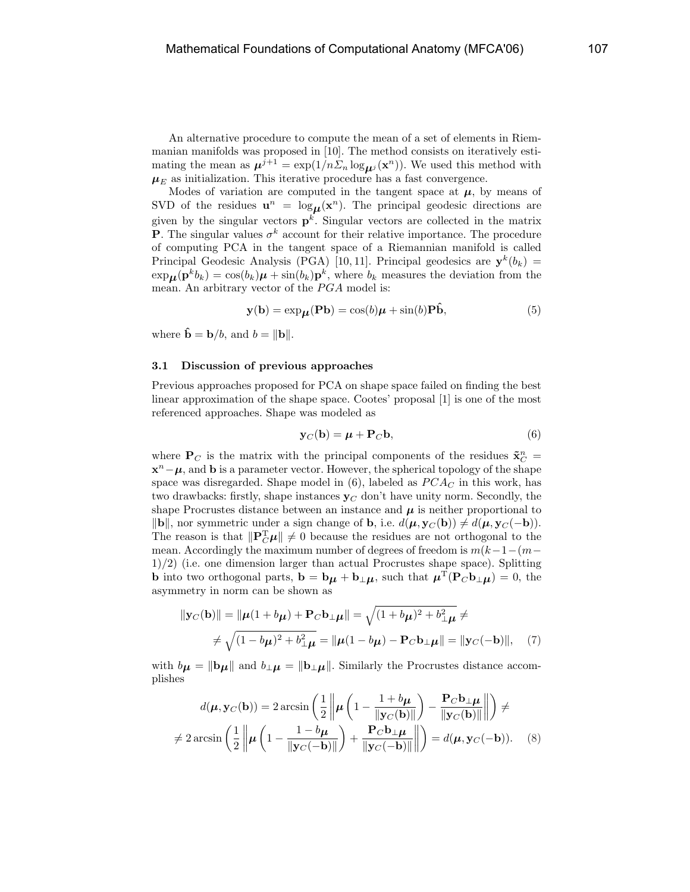An alternative procedure to compute the mean of a set of elements in Riemmanian manifolds was proposed in [10]. The method consists on iteratively estimating the mean as $\boldsymbol{\mu}^{j+1} = \exp(1/n \Sigma_n \log_{\boldsymbol{\mu}^j}(\mathbf{x}^n))$. We used this method with $\boldsymbol{\mu}_E$ as initialization. This iterative procedure has a fast convergence.

Modes of variation are computed in the tangent space at $\boldsymbol{\mu}$, by means of SVD of the residues $\mathbf{u}^n = \log_{\boldsymbol{\mu}}(\mathbf{x}^n)$. The principal geodesic directions are given by the singular vectors $\mathbf{p}^k$. Singular vectors are collected in the matrix $\mathbf{P}$. The singular values $\sigma^k$ account for their relative importance. The procedure of computing PCA in the tangent space of a Riemannian manifold is called Principal Geodesic Analysis (PGA) [10, 11]. Principal geodesics are $\mathbf{y}^k(b_k) = \exp_{\boldsymbol{\mu}}(\mathbf{p}^k b_k) = \cos(b_k)\boldsymbol{\mu} + \sin(b_k)\mathbf{p}^k$, where $b_k$ measures the deviation from the mean. An arbitrary vector of the *PGA* model is:

$$\mathbf{y}(\mathbf{b}) = \exp_{\boldsymbol{\mu}}(\mathbf{P}\mathbf{b}) = \cos(b)\boldsymbol{\mu} + \sin(b)\mathbf{P}\hat{\mathbf{b}}, \tag{5}$$

where $\hat{\mathbf{b}} = \mathbf{b}/b$, and $b = \|\mathbf{b}\|$.

### 3.1 Discussion of previous approaches

Previous approaches proposed for PCA on shape space failed on finding the best linear approximation of the shape space. Cootes' proposal [1] is one of the most referenced approaches. Shape was modeled as

$$\mathbf{y}_C(\mathbf{b}) = \boldsymbol{\mu} + \mathbf{P}_C\mathbf{b}, \tag{6}$$

where $\mathbf{P}_C$ is the matrix with the principal components of the residues $\tilde{\mathbf{x}}_C^n = \mathbf{x}^n - \boldsymbol{\mu}$, and $\mathbf{b}$ is a parameter vector. However, the spherical topology of the shape space was disregarded. Shape model in (6), labeled as $PCA_C$ in this work, has two drawbacks: firstly, shape instances $\mathbf{y}_C$ don't have unity norm. Secondly, the shape Procrustes distance between an instance and $\boldsymbol{\mu}$ is neither proportional to $\|\mathbf{b}\|$, nor symmetric under a sign change of $\mathbf{b}$, i.e. $d(\boldsymbol{\mu}, \mathbf{y}_C(\mathbf{b})) \neq d(\boldsymbol{\mu}, \mathbf{y}_C(-\mathbf{b}))$. The reason is that $\|\mathbf{P}_C^{\mathrm{T}}\boldsymbol{\mu}\| \neq 0$ because the residues are not orthogonal to the mean. Accordingly the maximum number of degrees of freedom is $m(k-1-(m-1)/2)$ (i.e. one dimension larger than actual Procrustes shape space). Splitting $\mathbf{b}$ into two orthogonal parts, $\mathbf{b} = \mathbf{b}_{\boldsymbol{\mu}} + \mathbf{b}_{\perp\boldsymbol{\mu}}$, such that $\boldsymbol{\mu}^{\mathrm{T}}(\mathbf{P}_C\mathbf{b}_{\perp\boldsymbol{\mu}}) = 0$, the asymmetry in norm can be shown as

$$\begin{aligned}\|\mathbf{y}_C(\mathbf{b})\| = \|\boldsymbol{\mu}(1+b_{\boldsymbol{\mu}}) + \mathbf{P}_C\mathbf{b}_{\perp\boldsymbol{\mu}}\| = \sqrt{(1+b_{\boldsymbol{\mu}})^2 + b_{\perp\boldsymbol{\mu}}^2} \neq \\ \neq \sqrt{(1-b_{\boldsymbol{\mu}})^2 + b_{\perp\boldsymbol{\mu}}^2} = \|\boldsymbol{\mu}(1-b_{\boldsymbol{\mu}}) - \mathbf{P}_C\mathbf{b}_{\perp\boldsymbol{\mu}}\| = \|\mathbf{y}_C(-\mathbf{b})\|,\end{aligned} \tag{7}$$

with $b_{\boldsymbol{\mu}} = \|\mathbf{b}_{\boldsymbol{\mu}}\|$ and $b_{\perp\boldsymbol{\mu}} = \|\mathbf{b}_{\perp\boldsymbol{\mu}}\|$. Similarly the Procrustes distance accomplishes

$$\begin{aligned}d(\boldsymbol{\mu}, \mathbf{y}_C(\mathbf{b})) = 2\arcsin\left(\frac{1}{2}\left\|\boldsymbol{\mu}\left(1 - \frac{1+b_{\boldsymbol{\mu}}}{\|\mathbf{y}_C(\mathbf{b})\|}\right) - \frac{\mathbf{P}_C\mathbf{b}_{\perp\boldsymbol{\mu}}}{\|\mathbf{y}_C(\mathbf{b})\|}\right\|\right) \neq \\ \neq 2\arcsin\left(\frac{1}{2}\left\|\boldsymbol{\mu}\left(1 - \frac{1-b_{\boldsymbol{\mu}}}{\|\mathbf{y}_C(-\mathbf{b})\|}\right) + \frac{\mathbf{P}_C\mathbf{b}_{\perp\boldsymbol{\mu}}}{\|\mathbf{y}_C(-\mathbf{b})\|}\right\|\right) = d(\boldsymbol{\mu}, \mathbf{y}_C(-\mathbf{b})).\end{aligned} \tag{8}$$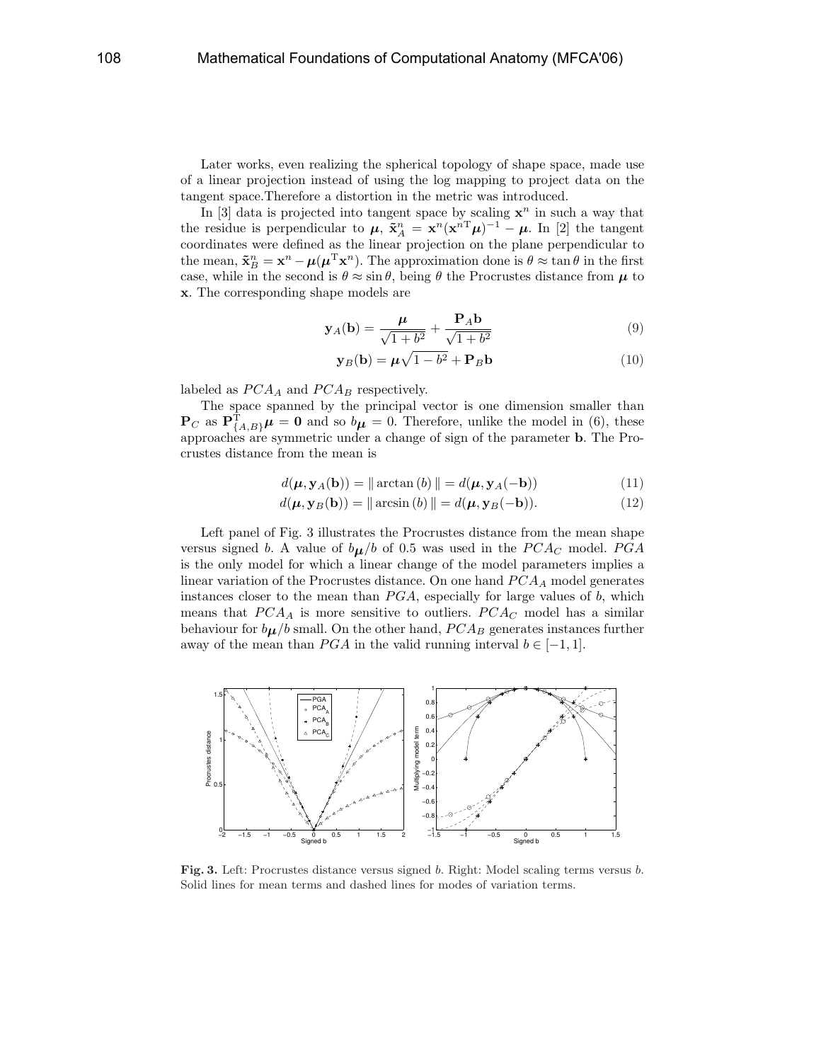Later works, even realizing the spherical topology of shape space, made use of a linear projection instead of using the log mapping to project data on the tangent space.Therefore a distortion in the metric was introduced.

In [3] data is projected into tangent space by scaling $\mathbf{x}^n$ in such a way that the residue is perpendicular to $\boldsymbol{\mu}$, $\tilde{\mathbf{x}}_A^n = \mathbf{x}^n(\mathbf{x}^{n\mathrm{T}}\boldsymbol{\mu})^{-1} - \boldsymbol{\mu}$. In [2] the tangent coordinates were defined as the linear projection on the plane perpendicular to the mean, $\tilde{\mathbf{x}}_B^n = \mathbf{x}^n - \boldsymbol{\mu}(\boldsymbol{\mu}^{\mathrm{T}}\mathbf{x}^n)$. The approximation done is $\theta \approx \tan\theta$ in the first case, while in the second is $\theta \approx \sin\theta$, being $\theta$ the Procrustes distance from $\boldsymbol{\mu}$ to $\mathbf{x}$. The corresponding shape models are

$$\mathbf{y}_A(\mathbf{b}) = \frac{\boldsymbol{\mu}}{\sqrt{1+b^2}} + \frac{\mathbf{P}_A\mathbf{b}}{\sqrt{1+b^2}} \tag{9}$$

$$\mathbf{y}_B(\mathbf{b}) = \boldsymbol{\mu}\sqrt{1-b^2} + \mathbf{P}_B\mathbf{b} \tag{10}$$

labeled as $PCA_A$ and $PCA_B$ respectively.

The space spanned by the principal vector is one dimension smaller than $\mathbf{P}_C$ as $\mathbf{P}_{\{A,B\}}^{\mathrm{T}}\boldsymbol{\mu} = \mathbf{0}$ and so $b_{\boldsymbol{\mu}} = 0$. Therefore, unlike the model in (6), these approaches are symmetric under a change of sign of the parameter $\mathbf{b}$. The Procrustes distance from the mean is

$$d(\boldsymbol{\mu}, \mathbf{y}_A(\mathbf{b})) = \|\arctan(b)\| = d(\boldsymbol{\mu}, \mathbf{y}_A(-\mathbf{b})) \tag{11}$$

$$d(\boldsymbol{\mu}, \mathbf{y}_B(\mathbf{b})) = \|\arcsin(b)\| = d(\boldsymbol{\mu}, \mathbf{y}_B(-\mathbf{b})). \tag{12}$$

Left panel of Fig. 3 illustrates the Procrustes distance from the mean shape versus signed $b$. A value of $b_{\boldsymbol{\mu}}/b$ of 0.5 was used in the $PCA_C$ model. $PGA$ is the only model for which a linear change of the model parameters implies a linear variation of the Procrustes distance. On one hand $PCA_A$ model generates instances closer to the mean than $PGA$, especially for large values of $b$, which means that $PCA_A$ is more sensitive to outliers. $PCA_C$ model has a similar behaviour for $b_{\boldsymbol{\mu}}/b$ small. On the other hand, $PCA_B$ generates instances further away of the mean than $PGA$ in the valid running interval $b \in [-1, 1]$.

**Fig. 3.** Left: Procrustes distance versus signed $b$. Right: Model scaling terms versus $b$. Solid lines for mean terms and dashed lines for modes of variation terms.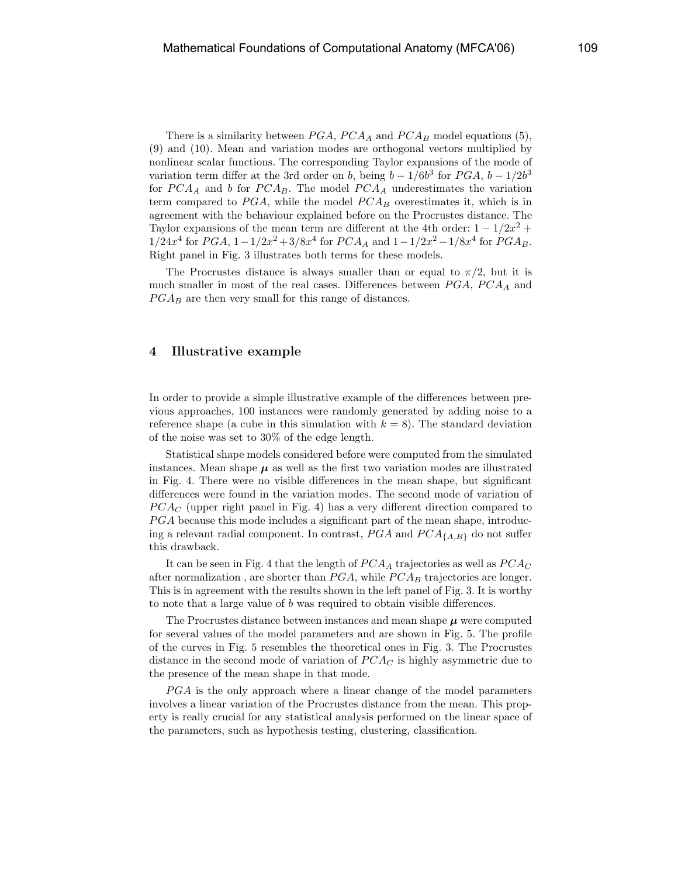There is a similarity between $PGA$, $PCA_A$ and $PCA_B$ model equations (5), (9) and (10). Mean and variation modes are orthogonal vectors multiplied by nonlinear scalar functions. The corresponding Taylor expansions of the mode of variation term differ at the 3rd order on $b$, being $b - 1/6b^3$ for $PGA$, $b - 1/2b^3$ for $PCA_A$ and $b$ for $PCA_B$. The model $PCA_A$ underestimates the variation term compared to $PGA$, while the model $PCA_B$ overestimates it, which is in agreement with the behaviour explained before on the Procrustes distance. The Taylor expansions of the mean term are different at the 4th order: $1 - 1/2x^2 + 1/24x^4$ for $PGA$, $1 - 1/2x^2 + 3/8x^4$ for $PCA_A$ and $1 - 1/2x^2 - 1/8x^4$ for $PGA_B$. Right panel in Fig. 3 illustrates both terms for these models.

The Procrustes distance is always smaller than or equal to $\pi/2$, but it is much smaller in most of the real cases. Differences between $PGA$, $PCA_A$ and $PGA_B$ are then very small for this range of distances.

## 4 Illustrative example

In order to provide a simple illustrative example of the differences between previous approaches, 100 instances were randomly generated by adding noise to a reference shape (a cube in this simulation with $k = 8$). The standard deviation of the noise was set to 30% of the edge length.

Statistical shape models considered before were computed from the simulated instances. Mean shape $\boldsymbol{\mu}$ as well as the first two variation modes are illustrated in Fig. 4. There were no visible differences in the mean shape, but significant differences were found in the variation modes. The second mode of variation of $PCA_C$ (upper right panel in Fig. 4) has a very different direction compared to $PGA$ because this mode includes a significant part of the mean shape, introducing a relevant radial component. In contrast, $PGA$ and $PCA_{\{A,B\}}$ do not suffer this drawback.

It can be seen in Fig. 4 that the length of $PCA_A$ trajectories as well as $PCA_C$ after normalization , are shorter than $PGA$, while $PCA_B$ trajectories are longer. This is in agreement with the results shown in the left panel of Fig. 3. It is worthy to note that a large value of $b$ was required to obtain visible differences.

The Procrustes distance between instances and mean shape $\boldsymbol{\mu}$ were computed for several values of the model parameters and are shown in Fig. 5. The profile of the curves in Fig. 5 resembles the theoretical ones in Fig. 3. The Procrustes distance in the second mode of variation of $PCA_C$ is highly asymmetric due to the presence of the mean shape in that mode.

$PGA$ is the only approach where a linear change of the model parameters involves a linear variation of the Procrustes distance from the mean. This property is really crucial for any statistical analysis performed on the linear space of the parameters, such as hypothesis testing, clustering, classification.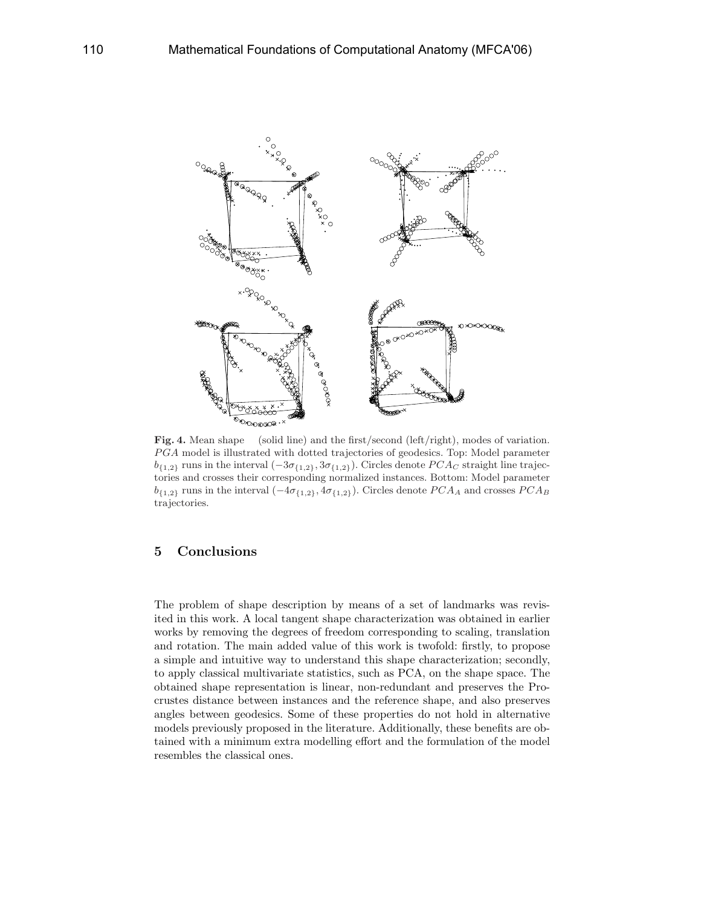**Fig. 4.** Mean shape (solid line) and the first/second (left/right), modes of variation. $PGA$ model is illustrated with dotted trajectories of geodesics. Top: Model parameter $b_{\{1,2\}}$ runs in the interval $(-3\sigma_{\{1,2\}}, 3\sigma_{\{1,2\}})$. Circles denote $PCA_C$ straight line trajectories and crosses their corresponding normalized instances. Bottom: Model parameter $b_{\{1,2\}}$ runs in the interval $(-4\sigma_{\{1,2\}}, 4\sigma_{\{1,2\}})$. Circles denote $PCA_A$ and crosses $PCA_B$ trajectories.

## 5 Conclusions

The problem of shape description by means of a set of landmarks was revisited in this work. A local tangent shape characterization was obtained in earlier works by removing the degrees of freedom corresponding to scaling, translation and rotation. The main added value of this work is twofold: firstly, to propose a simple and intuitive way to understand this shape characterization; secondly, to apply classical multivariate statistics, such as PCA, on the shape space. The obtained shape representation is linear, non-redundant and preserves the Procrustes distance between instances and the reference shape, and also preserves angles between geodesics. Some of these properties do not hold in alternative models previously proposed in the literature. Additionally, these benefits are obtained with a minimum extra modelling effort and the formulation of the model resembles the classical ones.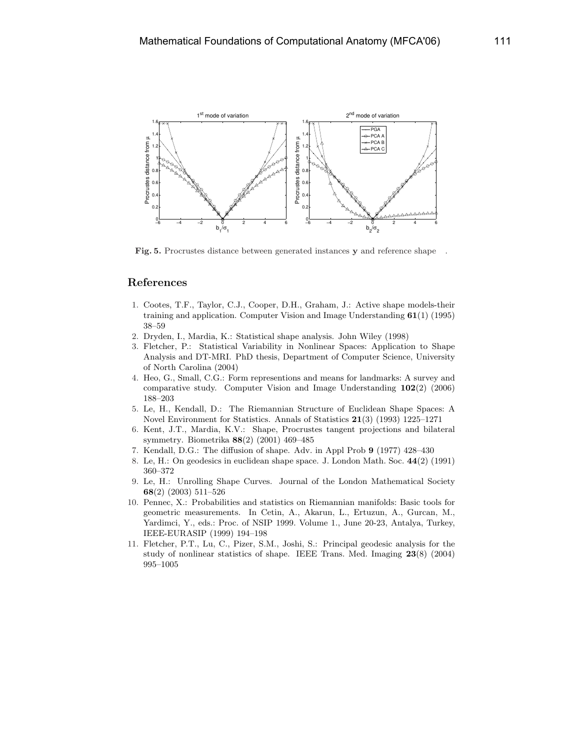1[st] mode of variation

Procrustes distance from μ

1.6
1.4
1.2
1
0.8
0.6
0.4
0.2
0

−6 −4 −2 0 2 4 6

$b_1/\sigma_1$

2[nd] mode of variation

PGA
PCA A
PCA B
PCA C

Procrustes distance from μ

1.6
1.4
1.2
1
0.8
0.6
0.4
0.2
0

−6 −4 −2 0 2 4 6

$b_2/\sigma_2$

**Fig. 5.** Procrustes distance between generated instances **y** and reference shape .

## References

1. Cootes, T.F., Taylor, C.J., Cooper, D.H., Graham, J.: Active shape models-their training and application. Computer Vision and Image Understanding **61**(1) (1995) 38–59
2. Dryden, I., Mardia, K.: Statistical shape analysis. John Wiley (1998)
3. Fletcher, P.: Statistical Variability in Nonlinear Spaces: Application to Shape Analysis and DT-MRI. PhD thesis, Department of Computer Science, University of North Carolina (2004)
4. Heo, G., Small, C.G.: Form represention and means for landmarks: A survey and comparative study. Computer Vision and Image Understanding **102**(2) (2006) 188–203
5. Le, H., Kendall, D.: The Riemannian Structure of Euclidean Shape Spaces: A Novel Environment for Statistics. Annals of Statistics **21**(3) (1993) 1225–1271
6. Kent, J.T., Mardia, K.V.: Shape, Procrustes tangent projections and bilateral symmetry. Biometrika **88**(2) (2001) 469–485
7. Kendall, D.G.: The diffusion of shape. Adv. in Appl Prob **9** (1977) 428–430
8. Le, H.: On geodesics in euclidean shape space. J. London Math. Soc. **44**(2) (1991) 360–372
9. Le, H.: Unrolling Shape Curves. Journal of the London Mathematical Society **68**(2) (2003) 511–526
10. Pennec, X.: Probabilities and statistics on Riemannian manifolds: Basic tools for geometric measurements. In Cetin, A., Akarun, L., Ertuzun, A., Gurcan, M., Yardimci, Y., eds.: Proc. of NSIP 1999. Volume 1., June 20-23, Antalya, Turkey, IEEE-EURASIP (1999) 194–198
11. Fletcher, P.T., Lu, C., Pizer, S.M., Joshi, S.: Principal geodesic analysis for the study of nonlinear statistics of shape. IEEE Trans. Med. Imaging **23**(8) (2004) 995–1005